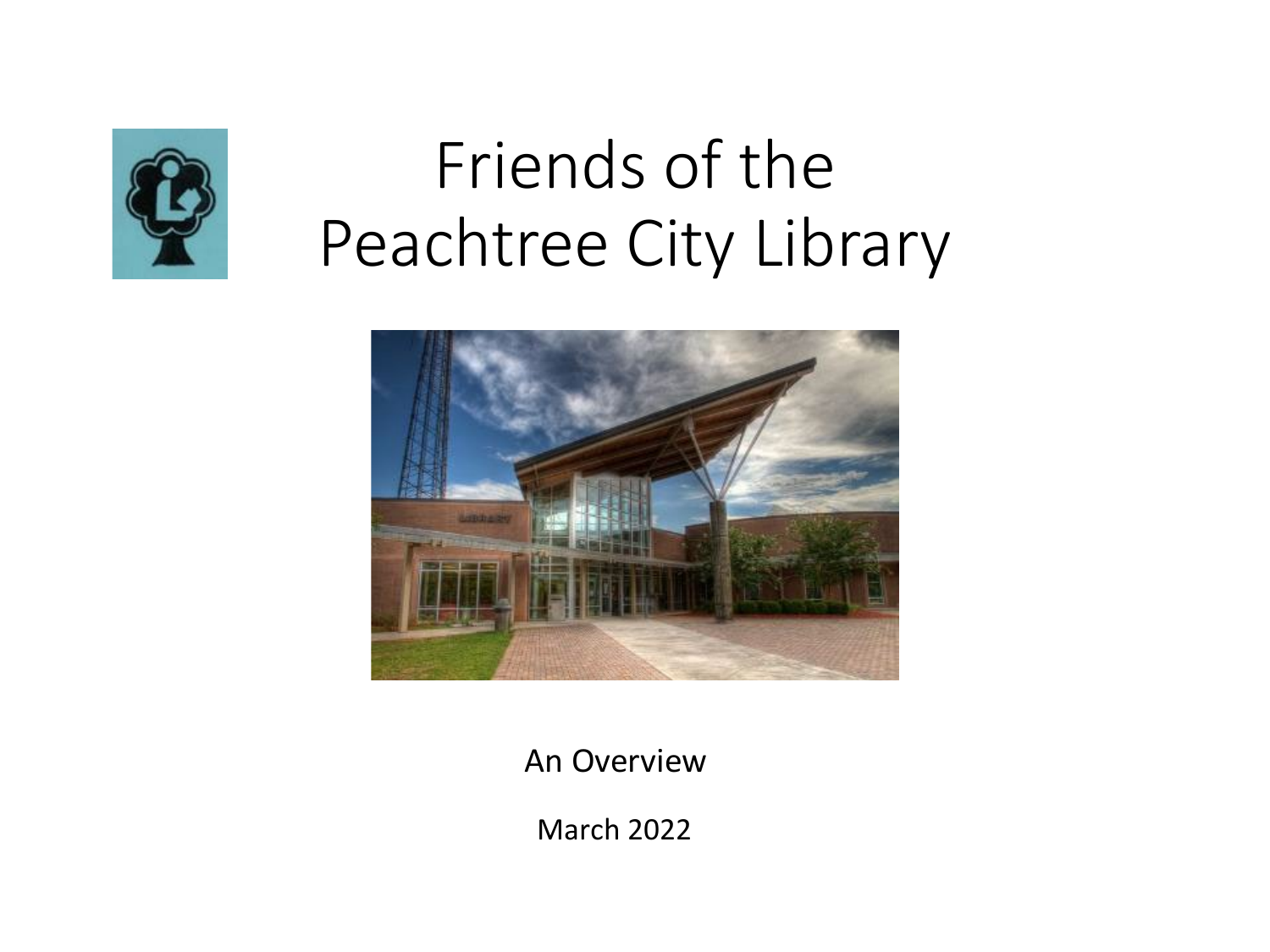# Friends of the Peachtree City Library

An Overview

March 2022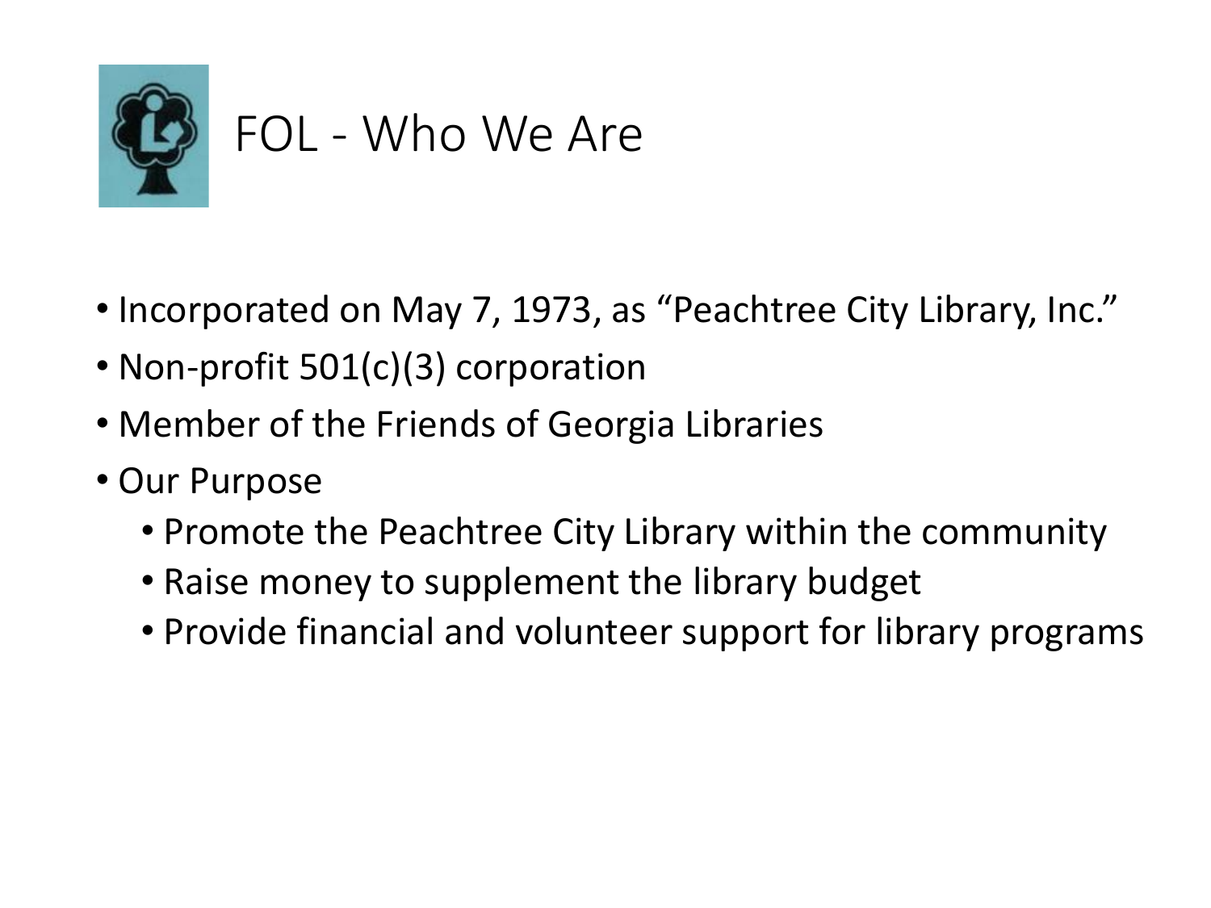# FOL - Who We Are

- Incorporated on May 7, 1973, as "Peachtree City Library, Inc."
- Non-profit 501(c)(3) corporation
- Member of the Friends of Georgia Libraries
- Our Purpose
  - Promote the Peachtree City Library within the community
  - Raise money to supplement the library budget
  - Provide financial and volunteer support for library programs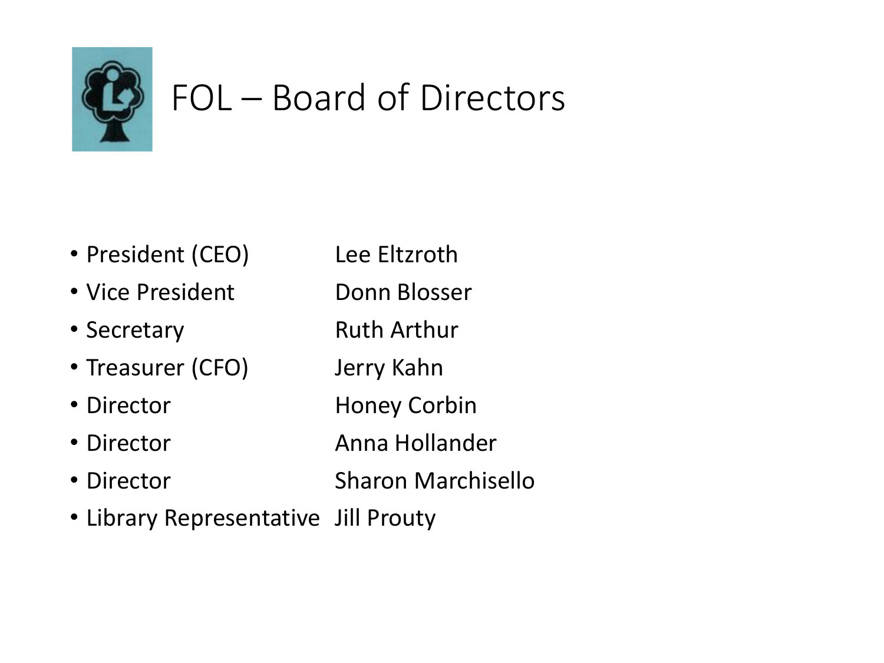# FOL – Board of Directors

| Position | Name |
| --- | --- |
| President (CEO) | Lee Eltzroth |
| Vice President | Donn Blosser |
| Secretary | Ruth Arthur |
| Treasurer (CFO) | Jerry Kahn |
| Director | Honey Corbin |
| Director | Anna Hollander |
| Director | Sharon Marchisello |
| Library Representative | Jill Prouty |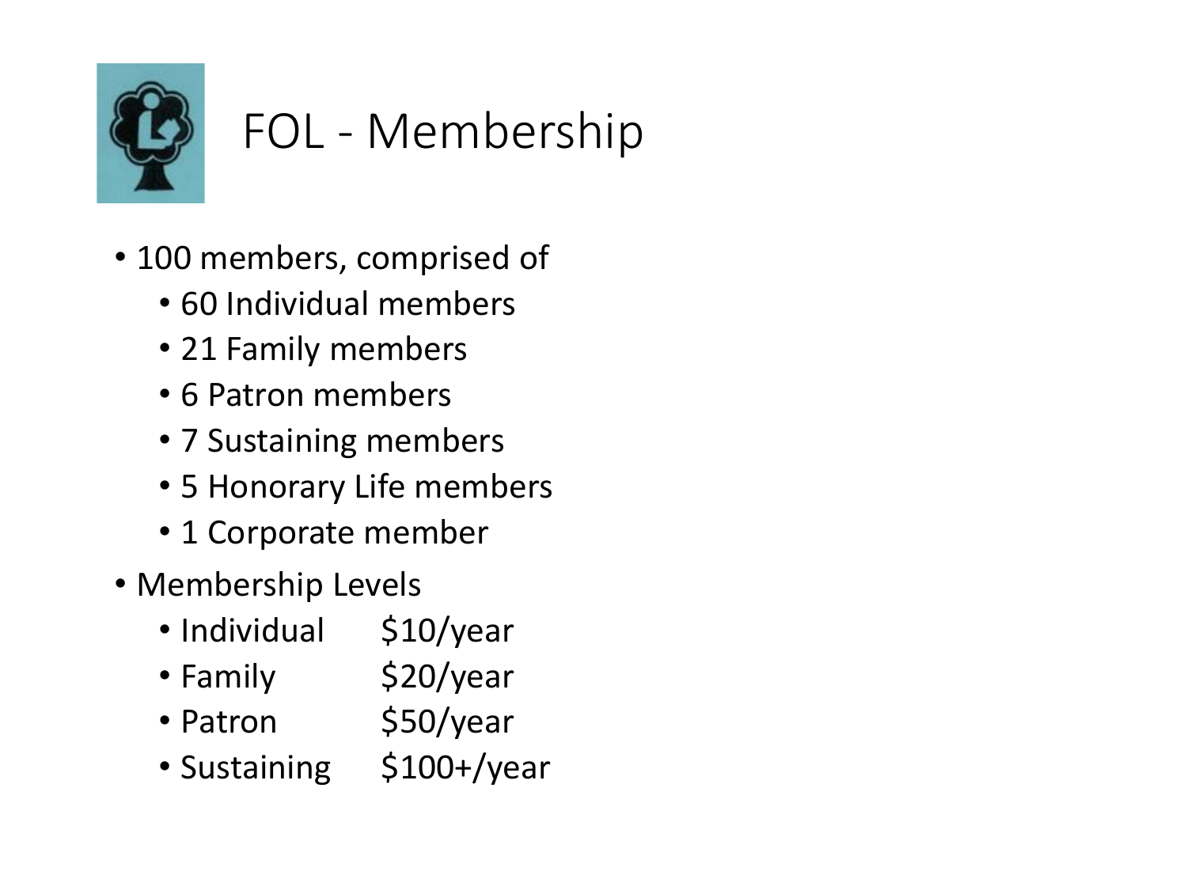# FOL - Membership

- 100 members, comprised of
  - 60 Individual members
  - 21 Family members
  - 6 Patron members
  - 7 Sustaining members
  - 5 Honorary Life members
  - 1 Corporate member
- Membership Levels
  - Individual $10/year
  - Family $20/year
  - Patron $50/year
  - Sustaining $100+/year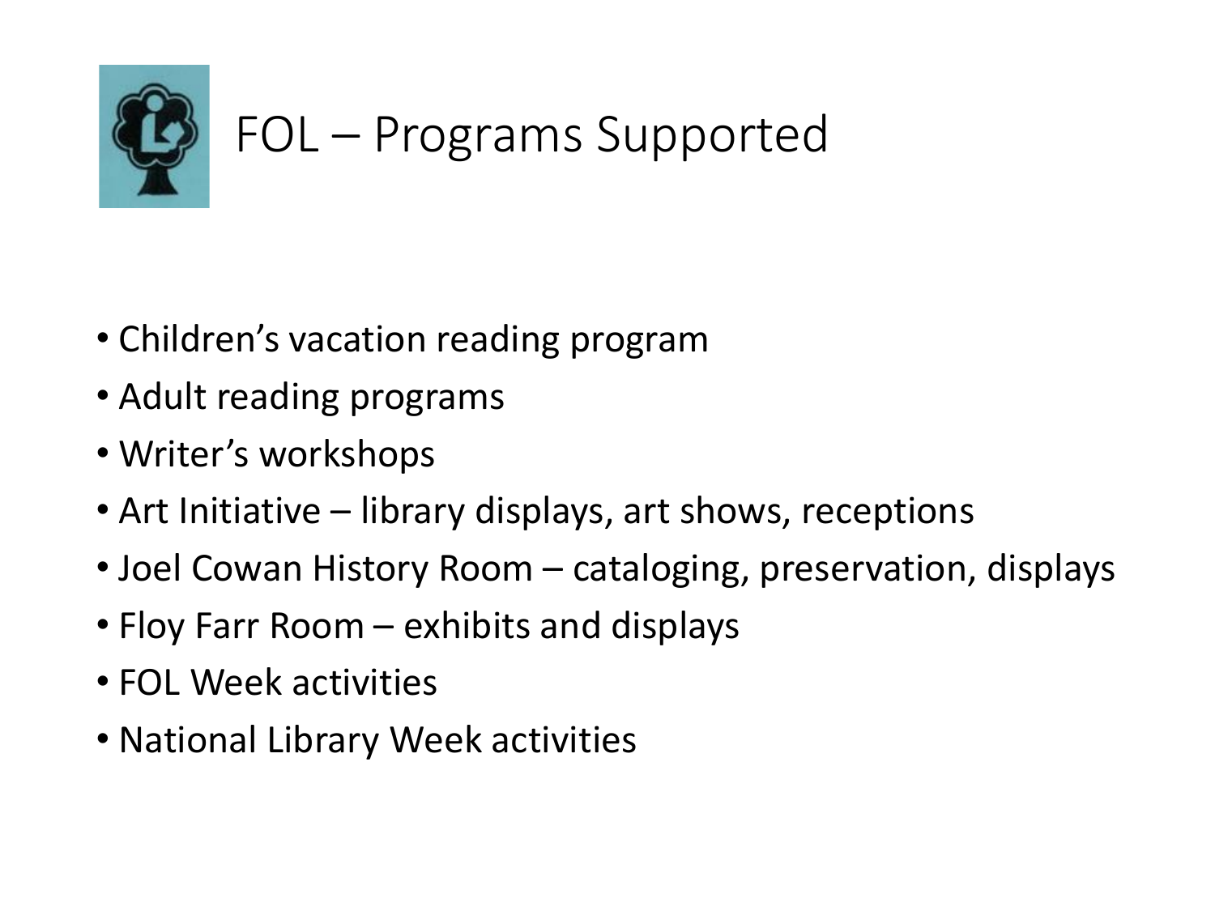# FOL – Programs Supported

- Children's vacation reading program
- Adult reading programs
- Writer's workshops
- Art Initiative – library displays, art shows, receptions
- Joel Cowan History Room – cataloging, preservation, displays
- Floy Farr Room – exhibits and displays
- FOL Week activities
- National Library Week activities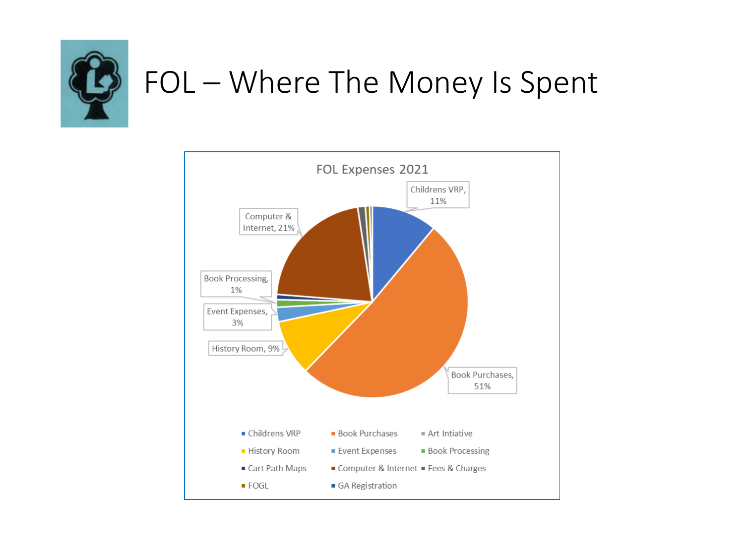# FOL – Where The Money Is Spent

**FOL Expenses 2021**

- Childrens VRP, 11%
- Book Purchases, 51%
- History Room, 9%
- Event Expenses, 3%
- Book Processing, 1%
- Computer & Internet, 21%

Legend: Childrens VRP, Book Purchases, Art Intiative, History Room, Event Expenses, Book Processing, Cart Path Maps, Computer & Internet, Fees & Charges, FOGL, GA Registration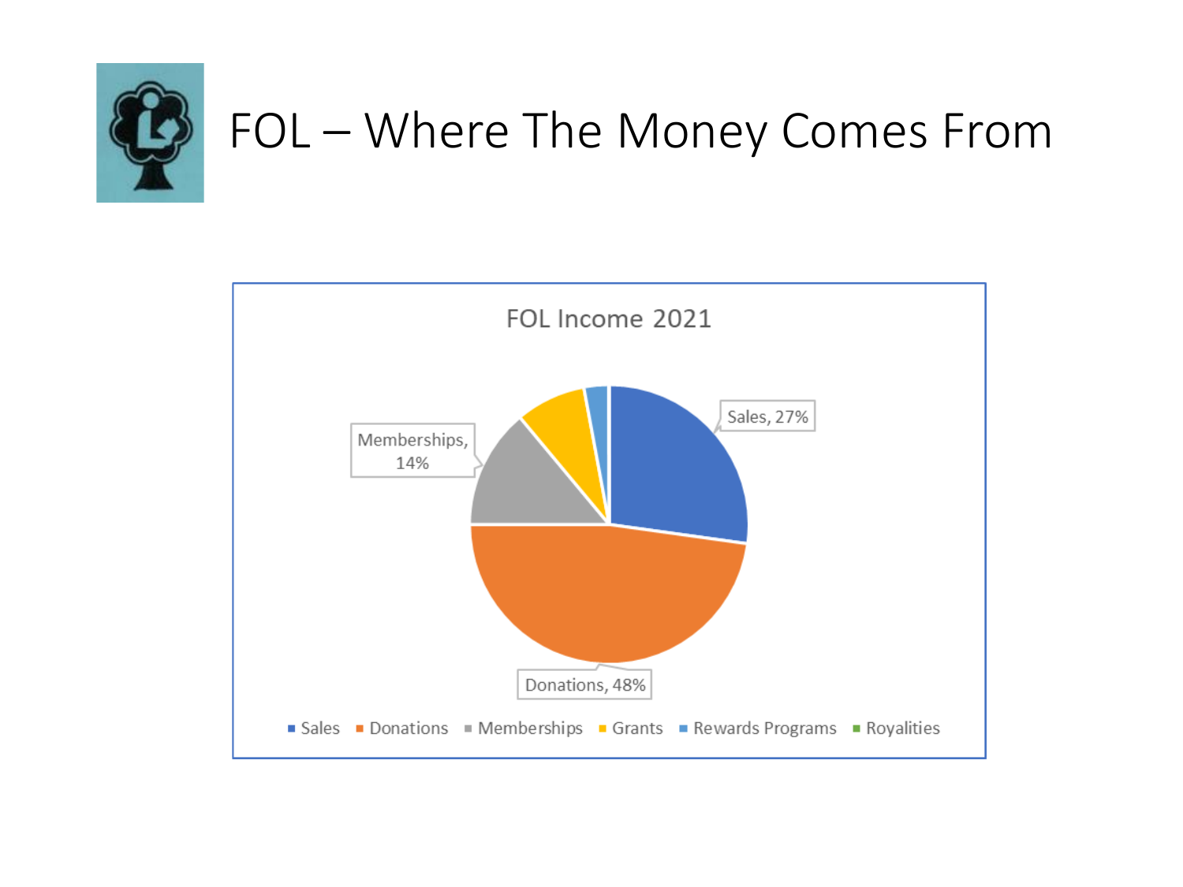# FOL – Where The Money Comes From

FOL Income 2021

Sales, 27%

Memberships, 14%

Donations, 48%

Sales · Donations · Memberships · Grants · Rewards Programs · Royalities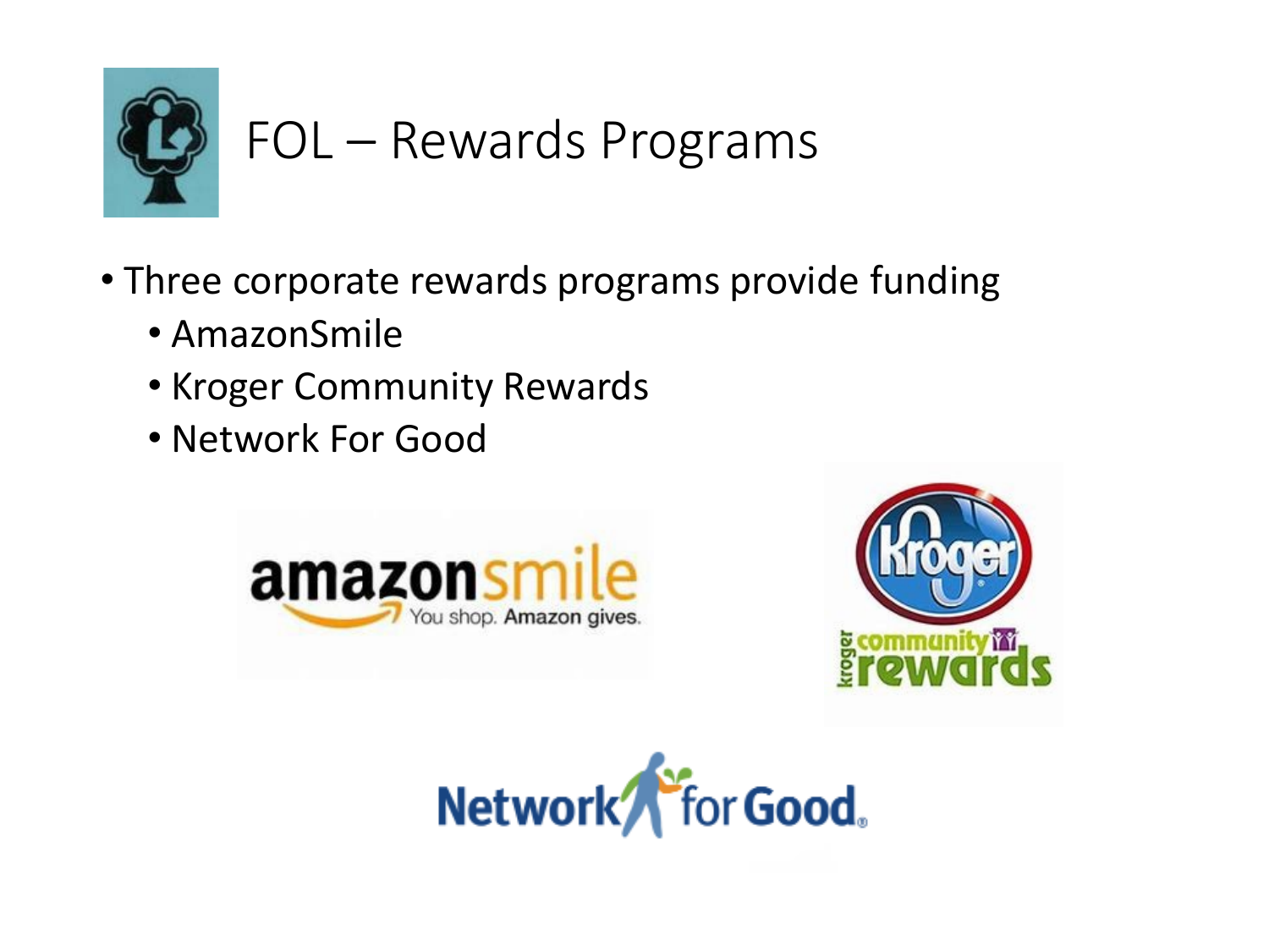# FOL – Rewards Programs

- Three corporate rewards programs provide funding
  - AmazonSmile
  - Kroger Community Rewards
  - Network For Good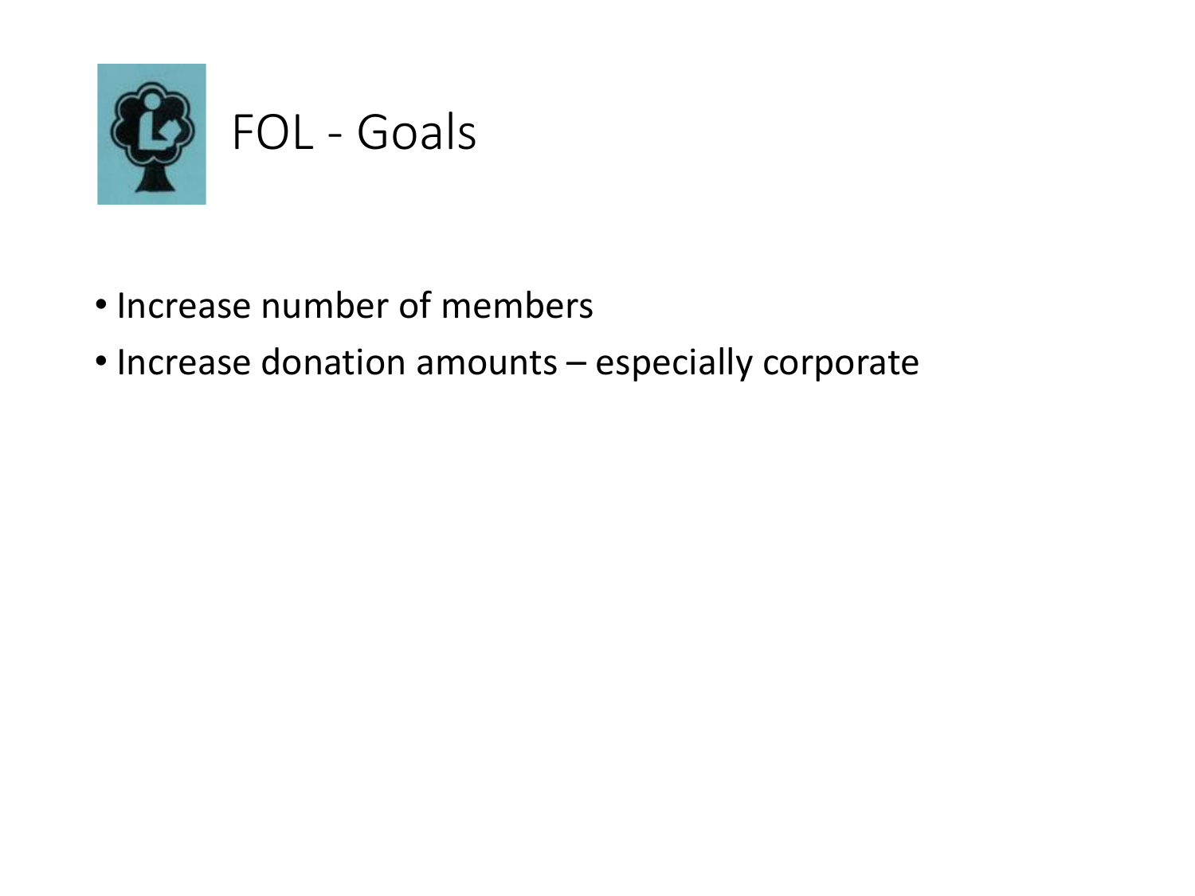# FOL - Goals

- Increase number of members
- Increase donation amounts – especially corporate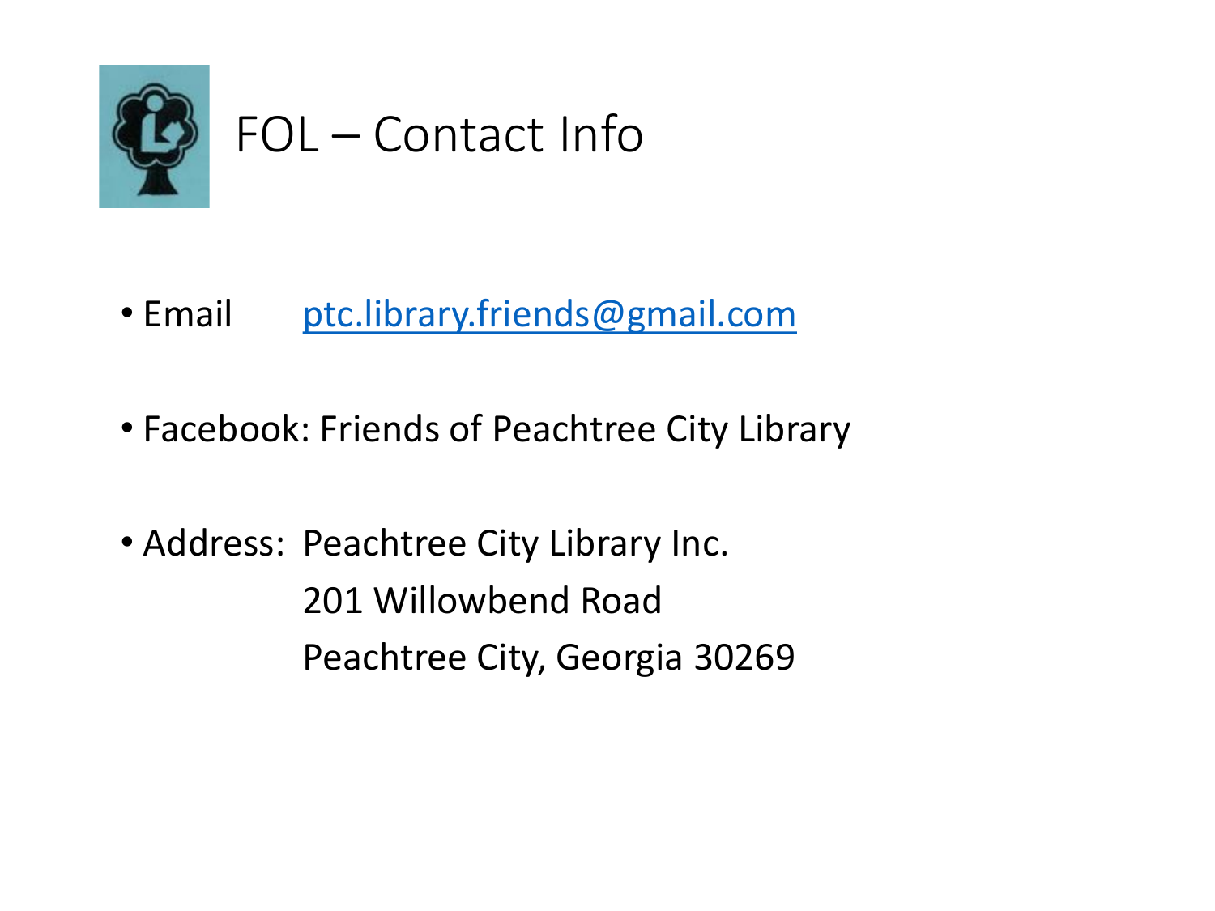# FOL – Contact Info

- Email ptc.library.friends@gmail.com

- Facebook: Friends of Peachtree City Library

- Address: Peachtree City Library Inc.
  201 Willowbend Road
  Peachtree City, Georgia 30269